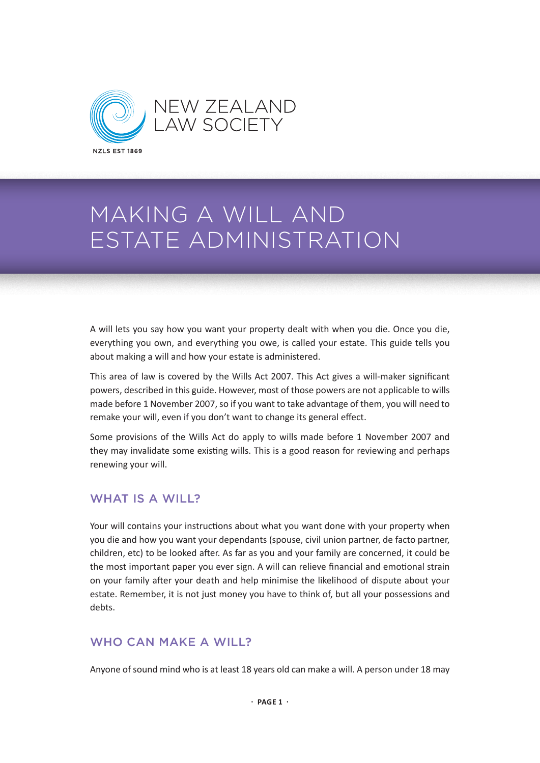NEW ZEALAND
LAW SOCIETY

NZLS EST 1869

# MAKING A WILL AND ESTATE ADMINISTRATION

A will lets you say how you want your property dealt with when you die. Once you die, everything you own, and everything you owe, is called your estate. This guide tells you about making a will and how your estate is administered.

This area of law is covered by the Wills Act 2007. This Act gives a will-maker significant powers, described in this guide. However, most of those powers are not applicable to wills made before 1 November 2007, so if you want to take advantage of them, you will need to remake your will, even if you don't want to change its general effect.

Some provisions of the Wills Act do apply to wills made before 1 November 2007 and they may invalidate some existing wills. This is a good reason for reviewing and perhaps renewing your will.

## WHAT IS A WILL?

Your will contains your instructions about what you want done with your property when you die and how you want your dependants (spouse, civil union partner, de facto partner, children, etc) to be looked after. As far as you and your family are concerned, it could be the most important paper you ever sign. A will can relieve financial and emotional strain on your family after your death and help minimise the likelihood of dispute about your estate. Remember, it is not just money you have to think of, but all your possessions and debts.

## WHO CAN MAKE A WILL?

Anyone of sound mind who is at least 18 years old can make a will. A person under 18 may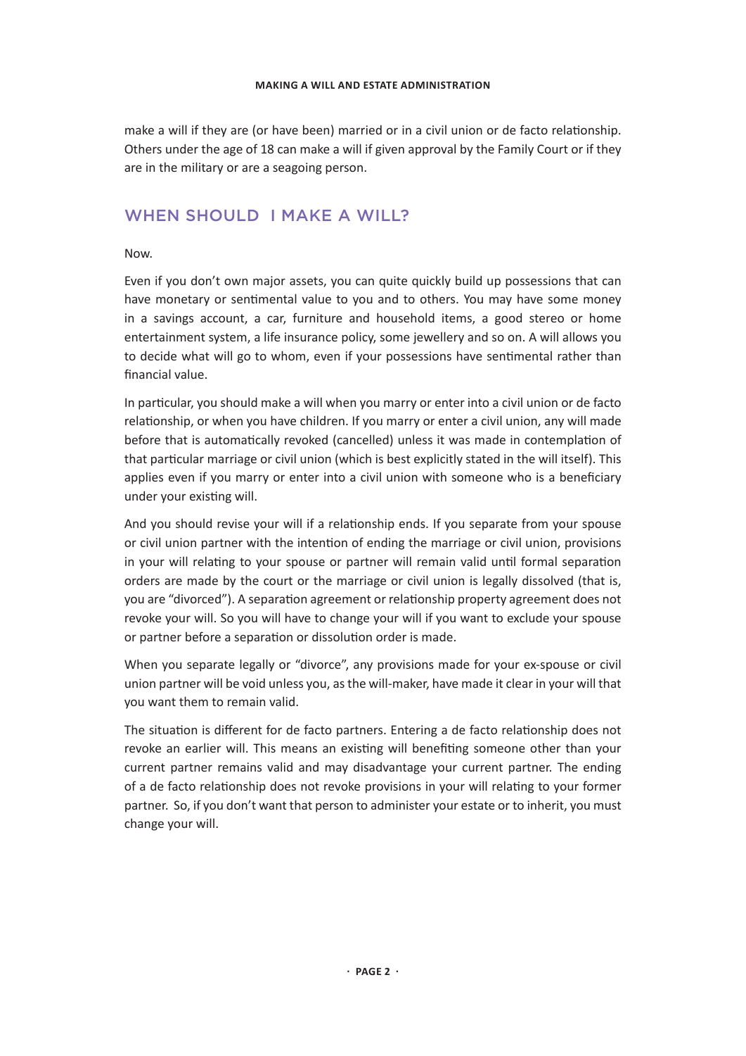make a will if they are (or have been) married or in a civil union or de facto relationship. Others under the age of 18 can make a will if given approval by the Family Court or if they are in the military or are a seagoing person.

## WHEN SHOULD I MAKE A WILL?

Now.

Even if you don't own major assets, you can quite quickly build up possessions that can have monetary or sentimental value to you and to others. You may have some money in a savings account, a car, furniture and household items, a good stereo or home entertainment system, a life insurance policy, some jewellery and so on. A will allows you to decide what will go to whom, even if your possessions have sentimental rather than financial value.

In particular, you should make a will when you marry or enter into a civil union or de facto relationship, or when you have children. If you marry or enter a civil union, any will made before that is automatically revoked (cancelled) unless it was made in contemplation of that particular marriage or civil union (which is best explicitly stated in the will itself). This applies even if you marry or enter into a civil union with someone who is a beneficiary under your existing will.

And you should revise your will if a relationship ends. If you separate from your spouse or civil union partner with the intention of ending the marriage or civil union, provisions in your will relating to your spouse or partner will remain valid until formal separation orders are made by the court or the marriage or civil union is legally dissolved (that is, you are "divorced"). A separation agreement or relationship property agreement does not revoke your will. So you will have to change your will if you want to exclude your spouse or partner before a separation or dissolution order is made.

When you separate legally or "divorce", any provisions made for your ex-spouse or civil union partner will be void unless you, as the will-maker, have made it clear in your will that you want them to remain valid.

The situation is different for de facto partners. Entering a de facto relationship does not revoke an earlier will. This means an existing will benefiting someone other than your current partner remains valid and may disadvantage your current partner. The ending of a de facto relationship does not revoke provisions in your will relating to your former partner. So, if you don't want that person to administer your estate or to inherit, you must change your will.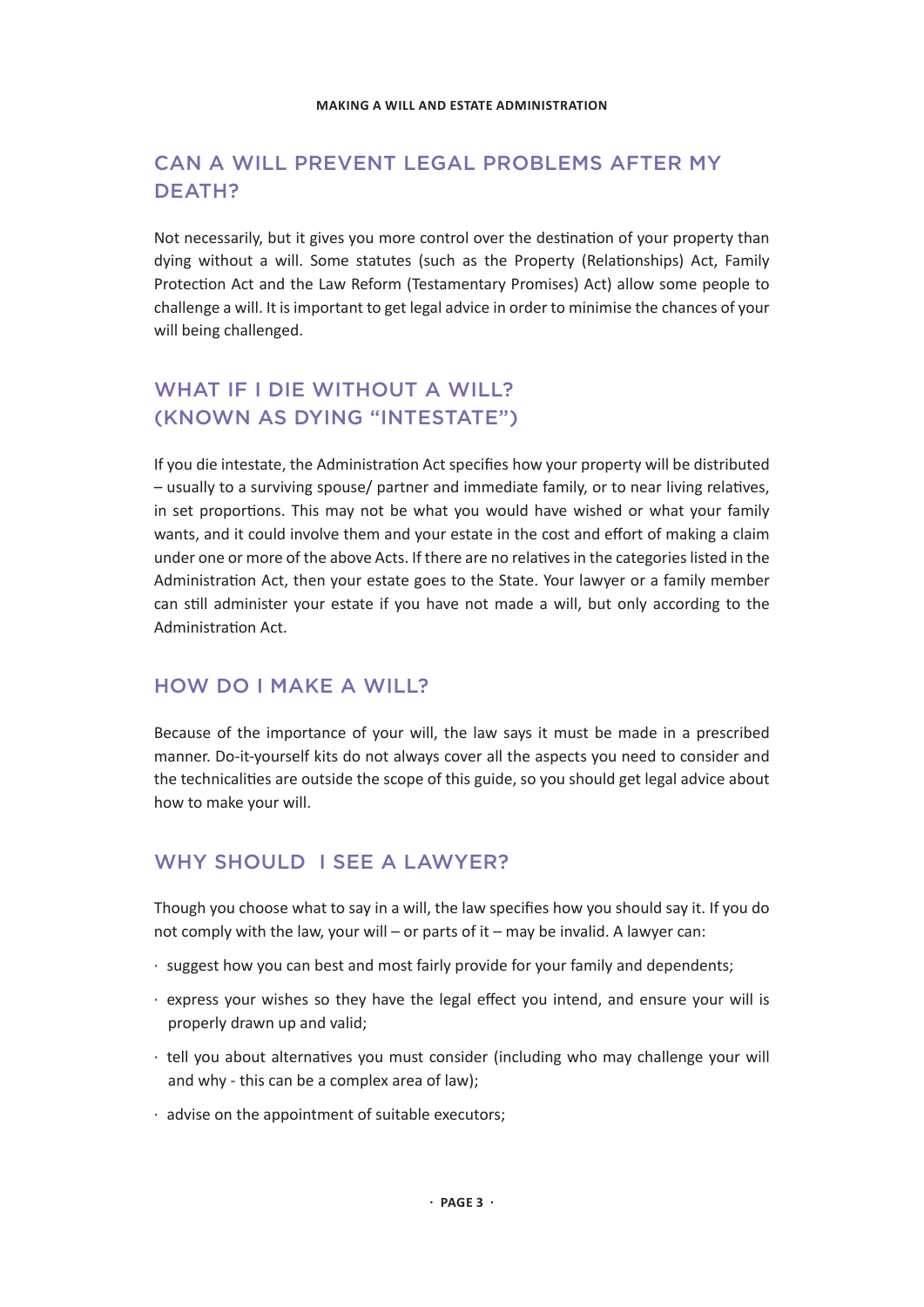## CAN A WILL PREVENT LEGAL PROBLEMS AFTER MY DEATH?

Not necessarily, but it gives you more control over the destination of your property than dying without a will. Some statutes (such as the Property (Relationships) Act, Family Protection Act and the Law Reform (Testamentary Promises) Act) allow some people to challenge a will. It is important to get legal advice in order to minimise the chances of your will being challenged.

## WHAT IF I DIE WITHOUT A WILL? (KNOWN AS DYING "INTESTATE")

If you die intestate, the Administration Act specifies how your property will be distributed – usually to a surviving spouse/ partner and immediate family, or to near living relatives, in set proportions. This may not be what you would have wished or what your family wants, and it could involve them and your estate in the cost and effort of making a claim under one or more of the above Acts. If there are no relatives in the categories listed in the Administration Act, then your estate goes to the State. Your lawyer or a family member can still administer your estate if you have not made a will, but only according to the Administration Act.

## HOW DO I MAKE A WILL?

Because of the importance of your will, the law says it must be made in a prescribed manner. Do-it-yourself kits do not always cover all the aspects you need to consider and the technicalities are outside the scope of this guide, so you should get legal advice about how to make your will.

## WHY SHOULD I SEE A LAWYER?

Though you choose what to say in a will, the law specifies how you should say it. If you do not comply with the law, your will – or parts of it – may be invalid. A lawyer can:

- suggest how you can best and most fairly provide for your family and dependents;
- express your wishes so they have the legal effect you intend, and ensure your will is properly drawn up and valid;
- tell you about alternatives you must consider (including who may challenge your will and why - this can be a complex area of law);
- advise on the appointment of suitable executors;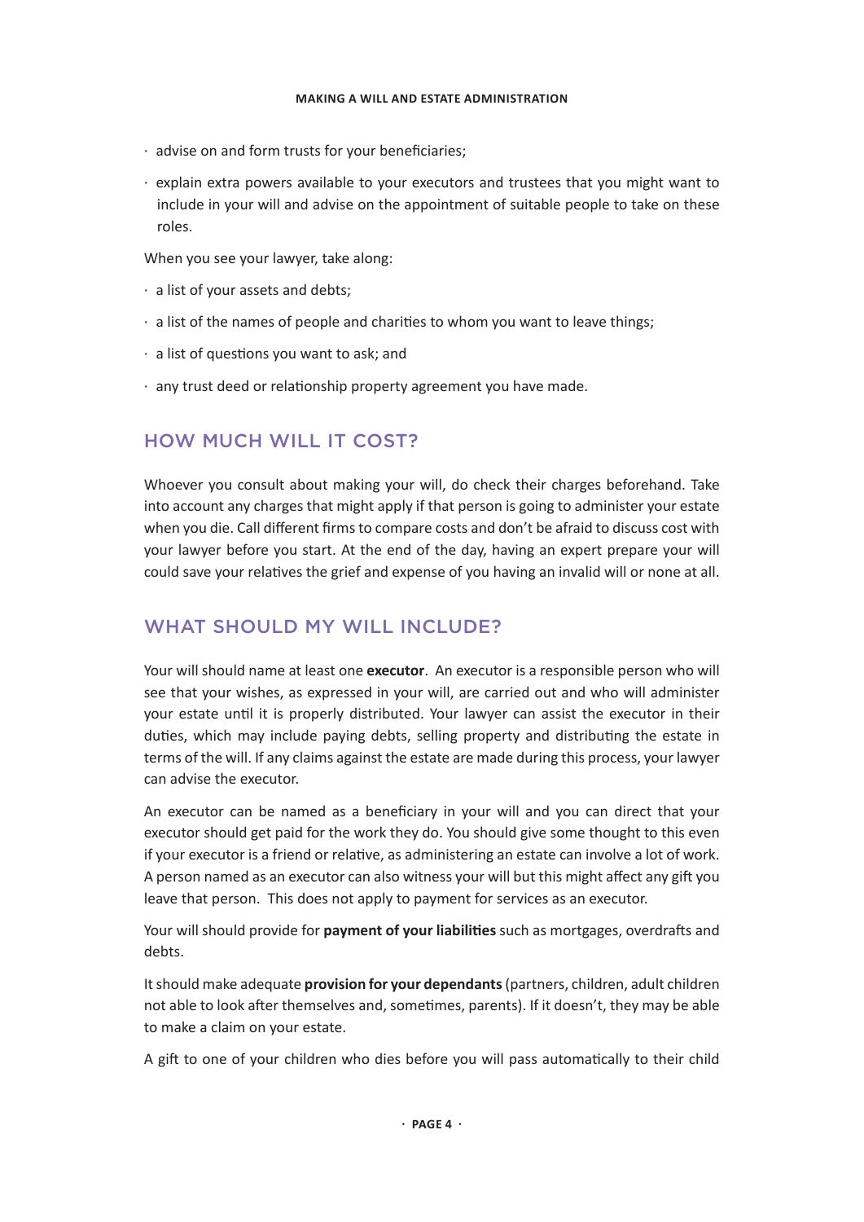- advise on and form trusts for your beneficiaries;
- explain extra powers available to your executors and trustees that you might want to include in your will and advise on the appointment of suitable people to take on these roles.

When you see your lawyer, take along:

- a list of your assets and debts;
- a list of the names of people and charities to whom you want to leave things;
- a list of questions you want to ask; and
- any trust deed or relationship property agreement you have made.

## HOW MUCH WILL IT COST?

Whoever you consult about making your will, do check their charges beforehand. Take into account any charges that might apply if that person is going to administer your estate when you die. Call different firms to compare costs and don't be afraid to discuss cost with your lawyer before you start. At the end of the day, having an expert prepare your will could save your relatives the grief and expense of you having an invalid will or none at all.

## WHAT SHOULD MY WILL INCLUDE?

Your will should name at least one **executor**. An executor is a responsible person who will see that your wishes, as expressed in your will, are carried out and who will administer your estate until it is properly distributed. Your lawyer can assist the executor in their duties, which may include paying debts, selling property and distributing the estate in terms of the will. If any claims against the estate are made during this process, your lawyer can advise the executor.

An executor can be named as a beneficiary in your will and you can direct that your executor should get paid for the work they do. You should give some thought to this even if your executor is a friend or relative, as administering an estate can involve a lot of work. A person named as an executor can also witness your will but this might affect any gift you leave that person. This does not apply to payment for services as an executor.

Your will should provide for **payment of your liabilities** such as mortgages, overdrafts and debts.

It should make adequate **provision for your dependants** (partners, children, adult children not able to look after themselves and, sometimes, parents). If it doesn't, they may be able to make a claim on your estate.

A gift to one of your children who dies before you will pass automatically to their child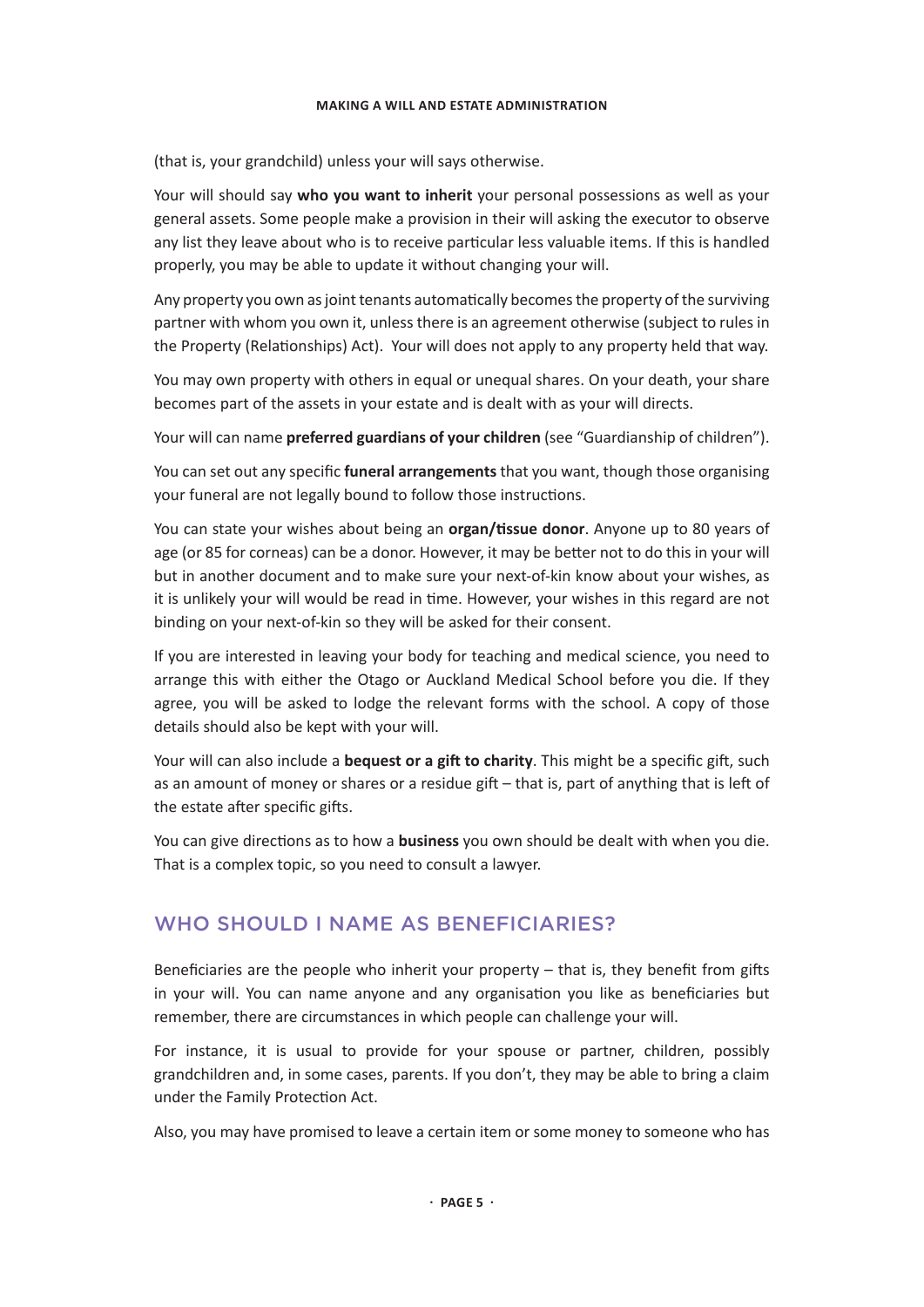(that is, your grandchild) unless your will says otherwise.

Your will should say **who you want to inherit** your personal possessions as well as your general assets. Some people make a provision in their will asking the executor to observe any list they leave about who is to receive particular less valuable items. If this is handled properly, you may be able to update it without changing your will.

Any property you own as joint tenants automatically becomes the property of the surviving partner with whom you own it, unless there is an agreement otherwise (subject to rules in the Property (Relationships) Act). Your will does not apply to any property held that way.

You may own property with others in equal or unequal shares. On your death, your share becomes part of the assets in your estate and is dealt with as your will directs.

Your will can name **preferred guardians of your children** (see "Guardianship of children").

You can set out any specific **funeral arrangements** that you want, though those organising your funeral are not legally bound to follow those instructions.

You can state your wishes about being an **organ/tissue donor**. Anyone up to 80 years of age (or 85 for corneas) can be a donor. However, it may be better not to do this in your will but in another document and to make sure your next-of-kin know about your wishes, as it is unlikely your will would be read in time. However, your wishes in this regard are not binding on your next-of-kin so they will be asked for their consent.

If you are interested in leaving your body for teaching and medical science, you need to arrange this with either the Otago or Auckland Medical School before you die. If they agree, you will be asked to lodge the relevant forms with the school. A copy of those details should also be kept with your will.

Your will can also include a **bequest or a gift to charity**. This might be a specific gift, such as an amount of money or shares or a residue gift – that is, part of anything that is left of the estate after specific gifts.

You can give directions as to how a **business** you own should be dealt with when you die. That is a complex topic, so you need to consult a lawyer.

## WHO SHOULD I NAME AS BENEFICIARIES?

Beneficiaries are the people who inherit your property – that is, they benefit from gifts in your will. You can name anyone and any organisation you like as beneficiaries but remember, there are circumstances in which people can challenge your will.

For instance, it is usual to provide for your spouse or partner, children, possibly grandchildren and, in some cases, parents. If you don't, they may be able to bring a claim under the Family Protection Act.

Also, you may have promised to leave a certain item or some money to someone who has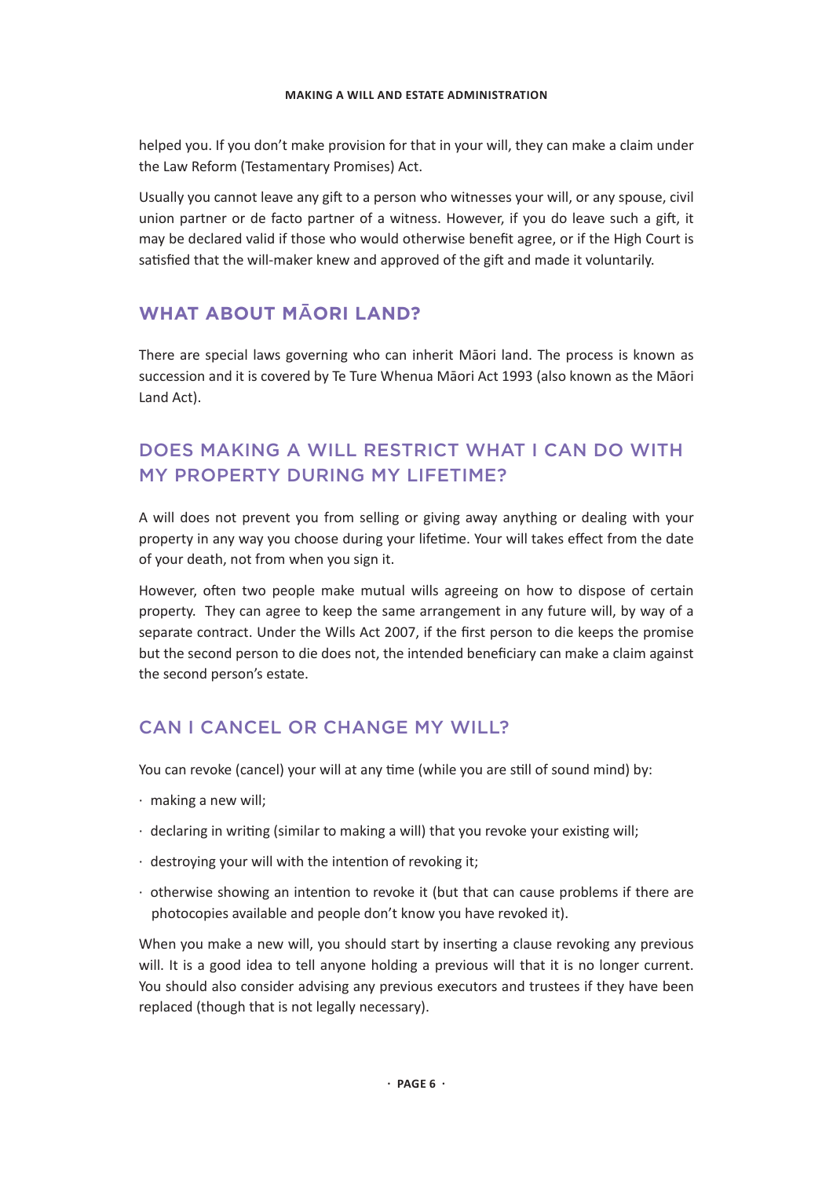helped you. If you don't make provision for that in your will, they can make a claim under the Law Reform (Testamentary Promises) Act.

Usually you cannot leave any gift to a person who witnesses your will, or any spouse, civil union partner or de facto partner of a witness. However, if you do leave such a gift, it may be declared valid if those who would otherwise benefit agree, or if the High Court is satisfied that the will-maker knew and approved of the gift and made it voluntarily.

## WHAT ABOUT MĀORI LAND?

There are special laws governing who can inherit Māori land. The process is known as succession and it is covered by Te Ture Whenua Māori Act 1993 (also known as the Māori Land Act).

## DOES MAKING A WILL RESTRICT WHAT I CAN DO WITH MY PROPERTY DURING MY LIFETIME?

A will does not prevent you from selling or giving away anything or dealing with your property in any way you choose during your lifetime. Your will takes effect from the date of your death, not from when you sign it.

However, often two people make mutual wills agreeing on how to dispose of certain property. They can agree to keep the same arrangement in any future will, by way of a separate contract. Under the Wills Act 2007, if the first person to die keeps the promise but the second person to die does not, the intended beneficiary can make a claim against the second person's estate.

## CAN I CANCEL OR CHANGE MY WILL?

You can revoke (cancel) your will at any time (while you are still of sound mind) by:

- making a new will;
- declaring in writing (similar to making a will) that you revoke your existing will;
- destroying your will with the intention of revoking it;
- otherwise showing an intention to revoke it (but that can cause problems if there are photocopies available and people don't know you have revoked it).

When you make a new will, you should start by inserting a clause revoking any previous will. It is a good idea to tell anyone holding a previous will that it is no longer current. You should also consider advising any previous executors and trustees if they have been replaced (though that is not legally necessary).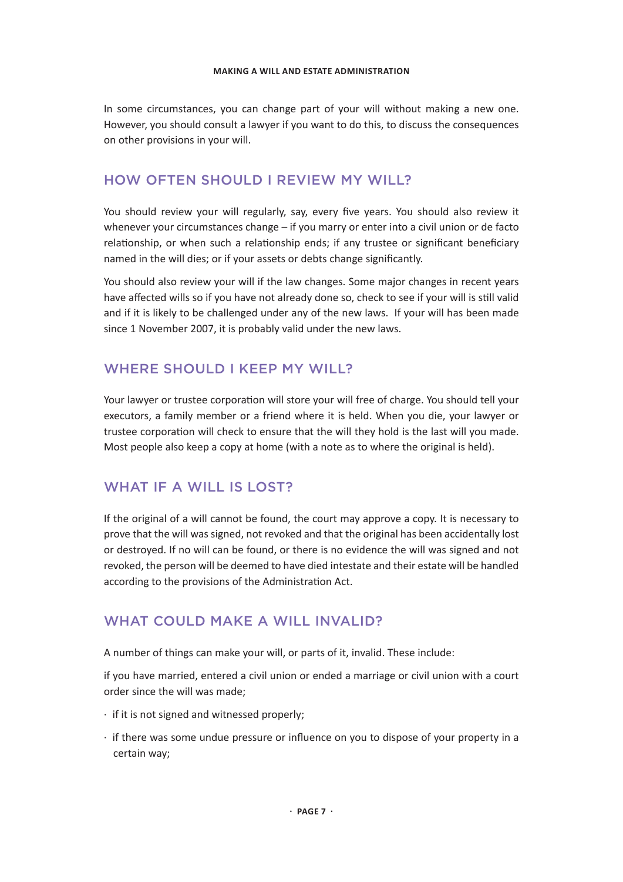In some circumstances, you can change part of your will without making a new one. However, you should consult a lawyer if you want to do this, to discuss the consequences on other provisions in your will.

## HOW OFTEN SHOULD I REVIEW MY WILL?

You should review your will regularly, say, every five years. You should also review it whenever your circumstances change – if you marry or enter into a civil union or de facto relationship, or when such a relationship ends; if any trustee or significant beneficiary named in the will dies; or if your assets or debts change significantly.

You should also review your will if the law changes. Some major changes in recent years have affected wills so if you have not already done so, check to see if your will is still valid and if it is likely to be challenged under any of the new laws. If your will has been made since 1 November 2007, it is probably valid under the new laws.

## WHERE SHOULD I KEEP MY WILL?

Your lawyer or trustee corporation will store your will free of charge. You should tell your executors, a family member or a friend where it is held. When you die, your lawyer or trustee corporation will check to ensure that the will they hold is the last will you made. Most people also keep a copy at home (with a note as to where the original is held).

## WHAT IF A WILL IS LOST?

If the original of a will cannot be found, the court may approve a copy. It is necessary to prove that the will was signed, not revoked and that the original has been accidentally lost or destroyed. If no will can be found, or there is no evidence the will was signed and not revoked, the person will be deemed to have died intestate and their estate will be handled according to the provisions of the Administration Act.

## WHAT COULD MAKE A WILL INVALID?

A number of things can make your will, or parts of it, invalid. These include:

if you have married, entered a civil union or ended a marriage or civil union with a court order since the will was made;

- if it is not signed and witnessed properly;
- if there was some undue pressure or influence on you to dispose of your property in a certain way;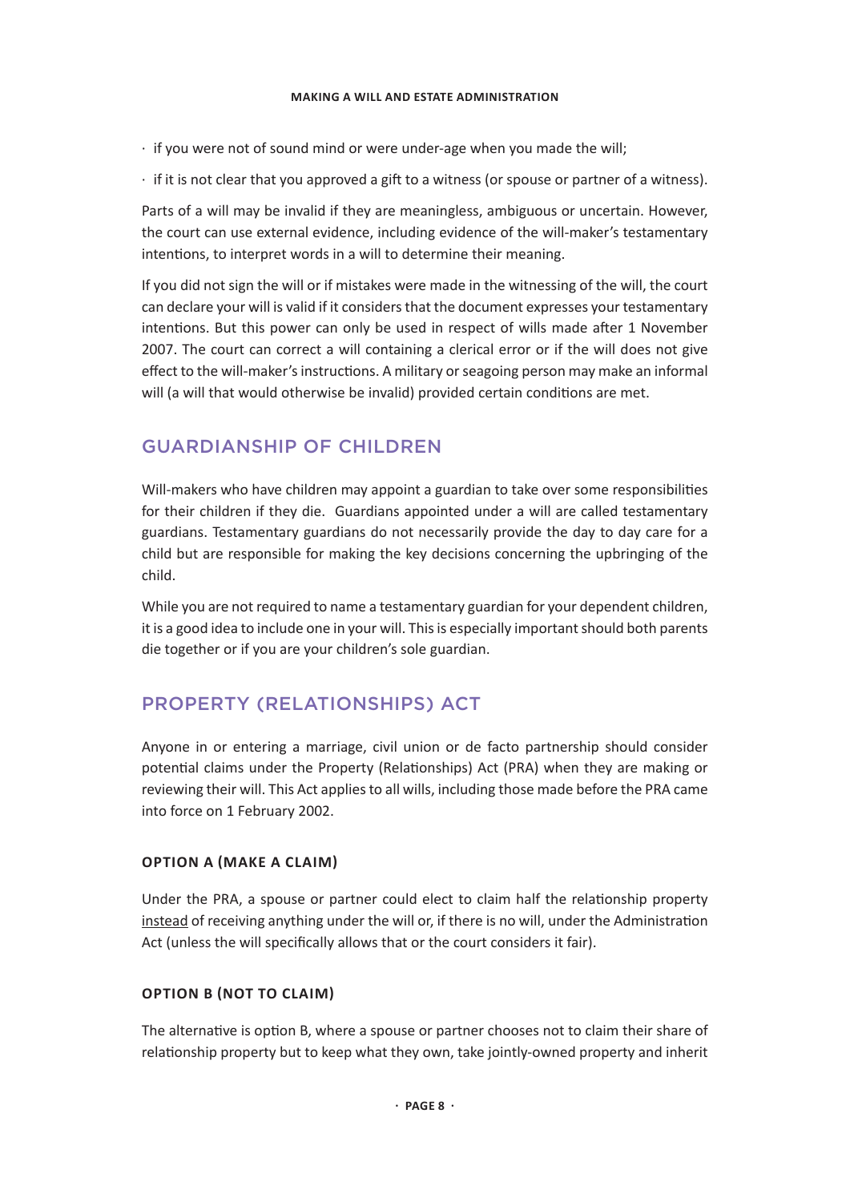- if you were not of sound mind or were under-age when you made the will;
- if it is not clear that you approved a gift to a witness (or spouse or partner of a witness).

Parts of a will may be invalid if they are meaningless, ambiguous or uncertain. However, the court can use external evidence, including evidence of the will-maker's testamentary intentions, to interpret words in a will to determine their meaning.

If you did not sign the will or if mistakes were made in the witnessing of the will, the court can declare your will is valid if it considers that the document expresses your testamentary intentions. But this power can only be used in respect of wills made after 1 November 2007. The court can correct a will containing a clerical error or if the will does not give effect to the will-maker's instructions. A military or seagoing person may make an informal will (a will that would otherwise be invalid) provided certain conditions are met.

## GUARDIANSHIP OF CHILDREN

Will-makers who have children may appoint a guardian to take over some responsibilities for their children if they die. Guardians appointed under a will are called testamentary guardians. Testamentary guardians do not necessarily provide the day to day care for a child but are responsible for making the key decisions concerning the upbringing of the child.

While you are not required to name a testamentary guardian for your dependent children, it is a good idea to include one in your will. This is especially important should both parents die together or if you are your children's sole guardian.

## PROPERTY (RELATIONSHIPS) ACT

Anyone in or entering a marriage, civil union or de facto partnership should consider potential claims under the Property (Relationships) Act (PRA) when they are making or reviewing their will. This Act applies to all wills, including those made before the PRA came into force on 1 February 2002.

### OPTION A (MAKE A CLAIM)

Under the PRA, a spouse or partner could elect to claim half the relationship property instead of receiving anything under the will or, if there is no will, under the Administration Act (unless the will specifically allows that or the court considers it fair).

### OPTION B (NOT TO CLAIM)

The alternative is option B, where a spouse or partner chooses not to claim their share of relationship property but to keep what they own, take jointly-owned property and inherit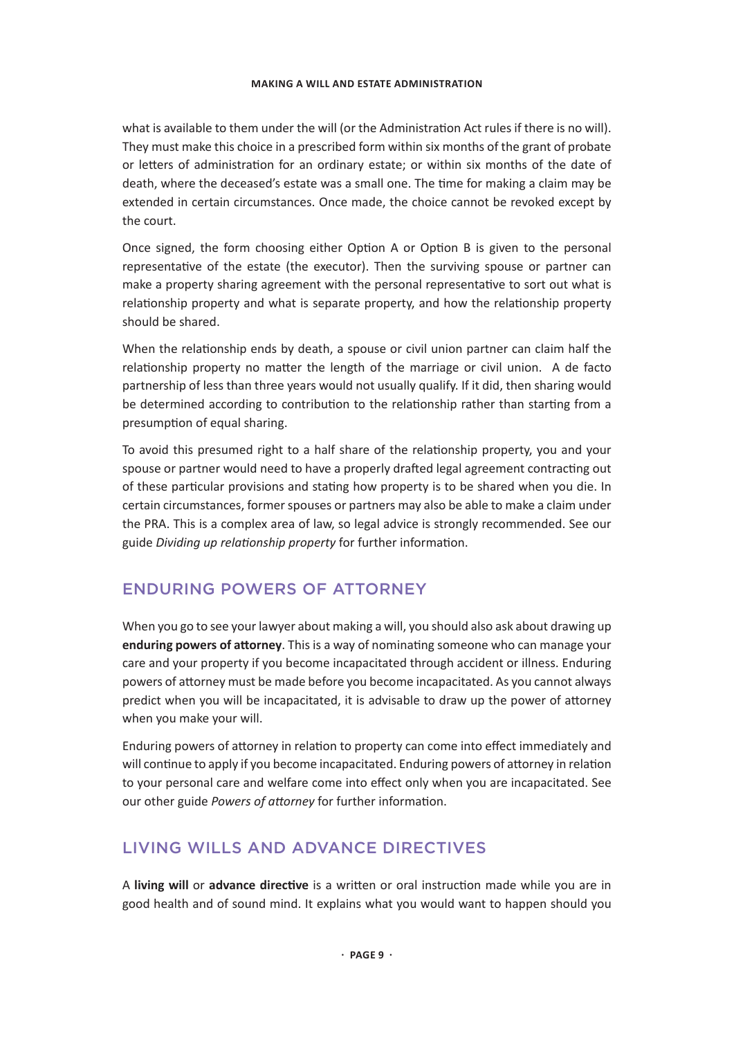what is available to them under the will (or the Administration Act rules if there is no will). They must make this choice in a prescribed form within six months of the grant of probate or letters of administration for an ordinary estate; or within six months of the date of death, where the deceased's estate was a small one. The time for making a claim may be extended in certain circumstances. Once made, the choice cannot be revoked except by the court.

Once signed, the form choosing either Option A or Option B is given to the personal representative of the estate (the executor). Then the surviving spouse or partner can make a property sharing agreement with the personal representative to sort out what is relationship property and what is separate property, and how the relationship property should be shared.

When the relationship ends by death, a spouse or civil union partner can claim half the relationship property no matter the length of the marriage or civil union. A de facto partnership of less than three years would not usually qualify. If it did, then sharing would be determined according to contribution to the relationship rather than starting from a presumption of equal sharing.

To avoid this presumed right to a half share of the relationship property, you and your spouse or partner would need to have a properly drafted legal agreement contracting out of these particular provisions and stating how property is to be shared when you die. In certain circumstances, former spouses or partners may also be able to make a claim under the PRA. This is a complex area of law, so legal advice is strongly recommended. See our guide *Dividing up relationship property* for further information.

## ENDURING POWERS OF ATTORNEY

When you go to see your lawyer about making a will, you should also ask about drawing up **enduring powers of attorney**. This is a way of nominating someone who can manage your care and your property if you become incapacitated through accident or illness. Enduring powers of attorney must be made before you become incapacitated. As you cannot always predict when you will be incapacitated, it is advisable to draw up the power of attorney when you make your will.

Enduring powers of attorney in relation to property can come into effect immediately and will continue to apply if you become incapacitated. Enduring powers of attorney in relation to your personal care and welfare come into effect only when you are incapacitated. See our other guide *Powers of attorney* for further information.

## LIVING WILLS AND ADVANCE DIRECTIVES

A **living will** or **advance directive** is a written or oral instruction made while you are in good health and of sound mind. It explains what you would want to happen should you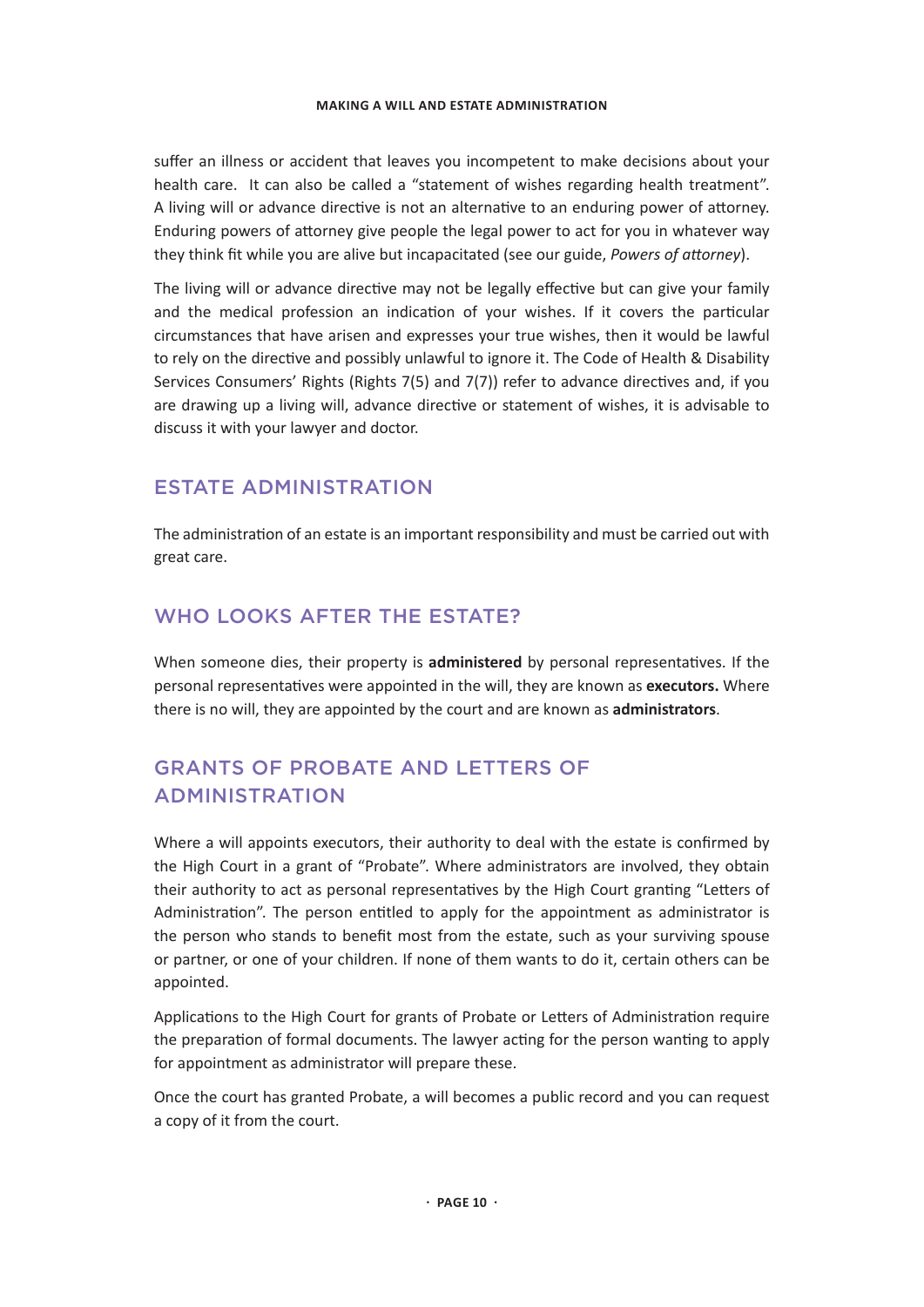suffer an illness or accident that leaves you incompetent to make decisions about your health care. It can also be called a "statement of wishes regarding health treatment". A living will or advance directive is not an alternative to an enduring power of attorney. Enduring powers of attorney give people the legal power to act for you in whatever way they think fit while you are alive but incapacitated (see our guide, *Powers of attorney*).

The living will or advance directive may not be legally effective but can give your family and the medical profession an indication of your wishes. If it covers the particular circumstances that have arisen and expresses your true wishes, then it would be lawful to rely on the directive and possibly unlawful to ignore it. The Code of Health & Disability Services Consumers' Rights (Rights 7(5) and 7(7)) refer to advance directives and, if you are drawing up a living will, advance directive or statement of wishes, it is advisable to discuss it with your lawyer and doctor.

## ESTATE ADMINISTRATION

The administration of an estate is an important responsibility and must be carried out with great care.

## WHO LOOKS AFTER THE ESTATE?

When someone dies, their property is **administered** by personal representatives. If the personal representatives were appointed in the will, they are known as **executors.** Where there is no will, they are appointed by the court and are known as **administrators**.

## GRANTS OF PROBATE AND LETTERS OF ADMINISTRATION

Where a will appoints executors, their authority to deal with the estate is confirmed by the High Court in a grant of "Probate". Where administrators are involved, they obtain their authority to act as personal representatives by the High Court granting "Letters of Administration". The person entitled to apply for the appointment as administrator is the person who stands to benefit most from the estate, such as your surviving spouse or partner, or one of your children. If none of them wants to do it, certain others can be appointed.

Applications to the High Court for grants of Probate or Letters of Administration require the preparation of formal documents. The lawyer acting for the person wanting to apply for appointment as administrator will prepare these.

Once the court has granted Probate, a will becomes a public record and you can request a copy of it from the court.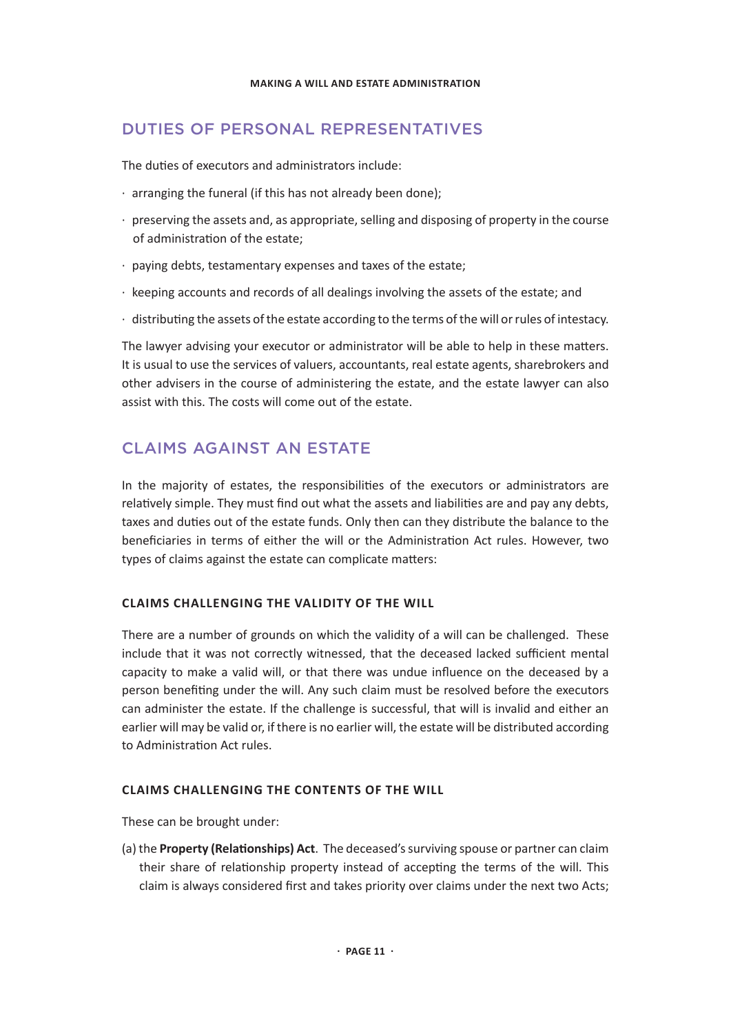## DUTIES OF PERSONAL REPRESENTATIVES

The duties of executors and administrators include:

- arranging the funeral (if this has not already been done);
- preserving the assets and, as appropriate, selling and disposing of property in the course of administration of the estate;
- paying debts, testamentary expenses and taxes of the estate;
- keeping accounts and records of all dealings involving the assets of the estate; and
- distributing the assets of the estate according to the terms of the will or rules of intestacy.

The lawyer advising your executor or administrator will be able to help in these matters. It is usual to use the services of valuers, accountants, real estate agents, sharebrokers and other advisers in the course of administering the estate, and the estate lawyer can also assist with this. The costs will come out of the estate.

## CLAIMS AGAINST AN ESTATE

In the majority of estates, the responsibilities of the executors or administrators are relatively simple. They must find out what the assets and liabilities are and pay any debts, taxes and duties out of the estate funds. Only then can they distribute the balance to the beneficiaries in terms of either the will or the Administration Act rules. However, two types of claims against the estate can complicate matters:

### CLAIMS CHALLENGING THE VALIDITY OF THE WILL

There are a number of grounds on which the validity of a will can be challenged. These include that it was not correctly witnessed, that the deceased lacked sufficient mental capacity to make a valid will, or that there was undue influence on the deceased by a person benefiting under the will. Any such claim must be resolved before the executors can administer the estate. If the challenge is successful, that will is invalid and either an earlier will may be valid or, if there is no earlier will, the estate will be distributed according to Administration Act rules.

### CLAIMS CHALLENGING THE CONTENTS OF THE WILL

These can be brought under:

(a) the **Property (Relationships) Act**. The deceased's surviving spouse or partner can claim their share of relationship property instead of accepting the terms of the will. This claim is always considered first and takes priority over claims under the next two Acts;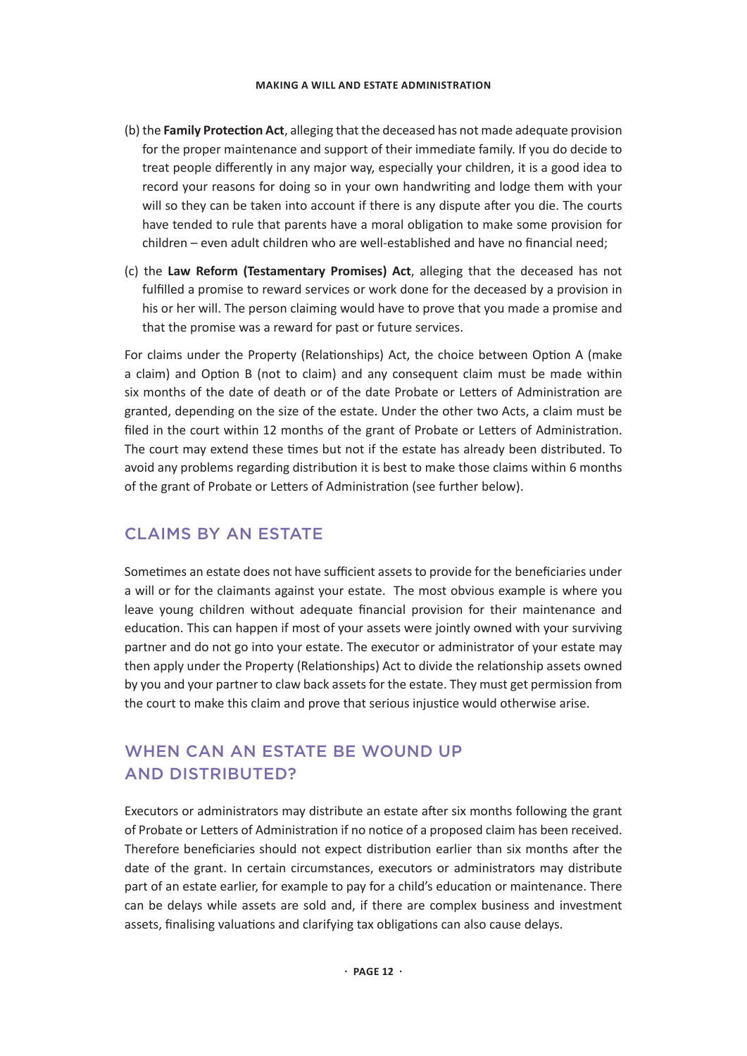(b) the **Family Protection Act**, alleging that the deceased has not made adequate provision for the proper maintenance and support of their immediate family. If you do decide to treat people differently in any major way, especially your children, it is a good idea to record your reasons for doing so in your own handwriting and lodge them with your will so they can be taken into account if there is any dispute after you die. The courts have tended to rule that parents have a moral obligation to make some provision for children – even adult children who are well-established and have no financial need;

(c) the **Law Reform (Testamentary Promises) Act**, alleging that the deceased has not fulfilled a promise to reward services or work done for the deceased by a provision in his or her will. The person claiming would have to prove that you made a promise and that the promise was a reward for past or future services.

For claims under the Property (Relationships) Act, the choice between Option A (make a claim) and Option B (not to claim) and any consequent claim must be made within six months of the date of death or of the date Probate or Letters of Administration are granted, depending on the size of the estate. Under the other two Acts, a claim must be filed in the court within 12 months of the grant of Probate or Letters of Administration. The court may extend these times but not if the estate has already been distributed. To avoid any problems regarding distribution it is best to make those claims within 6 months of the grant of Probate or Letters of Administration (see further below).

## CLAIMS BY AN ESTATE

Sometimes an estate does not have sufficient assets to provide for the beneficiaries under a will or for the claimants against your estate. The most obvious example is where you leave young children without adequate financial provision for their maintenance and education. This can happen if most of your assets were jointly owned with your surviving partner and do not go into your estate. The executor or administrator of your estate may then apply under the Property (Relationships) Act to divide the relationship assets owned by you and your partner to claw back assets for the estate. They must get permission from the court to make this claim and prove that serious injustice would otherwise arise.

## WHEN CAN AN ESTATE BE WOUND UP AND DISTRIBUTED?

Executors or administrators may distribute an estate after six months following the grant of Probate or Letters of Administration if no notice of a proposed claim has been received. Therefore beneficiaries should not expect distribution earlier than six months after the date of the grant. In certain circumstances, executors or administrators may distribute part of an estate earlier, for example to pay for a child's education or maintenance. There can be delays while assets are sold and, if there are complex business and investment assets, finalising valuations and clarifying tax obligations can also cause delays.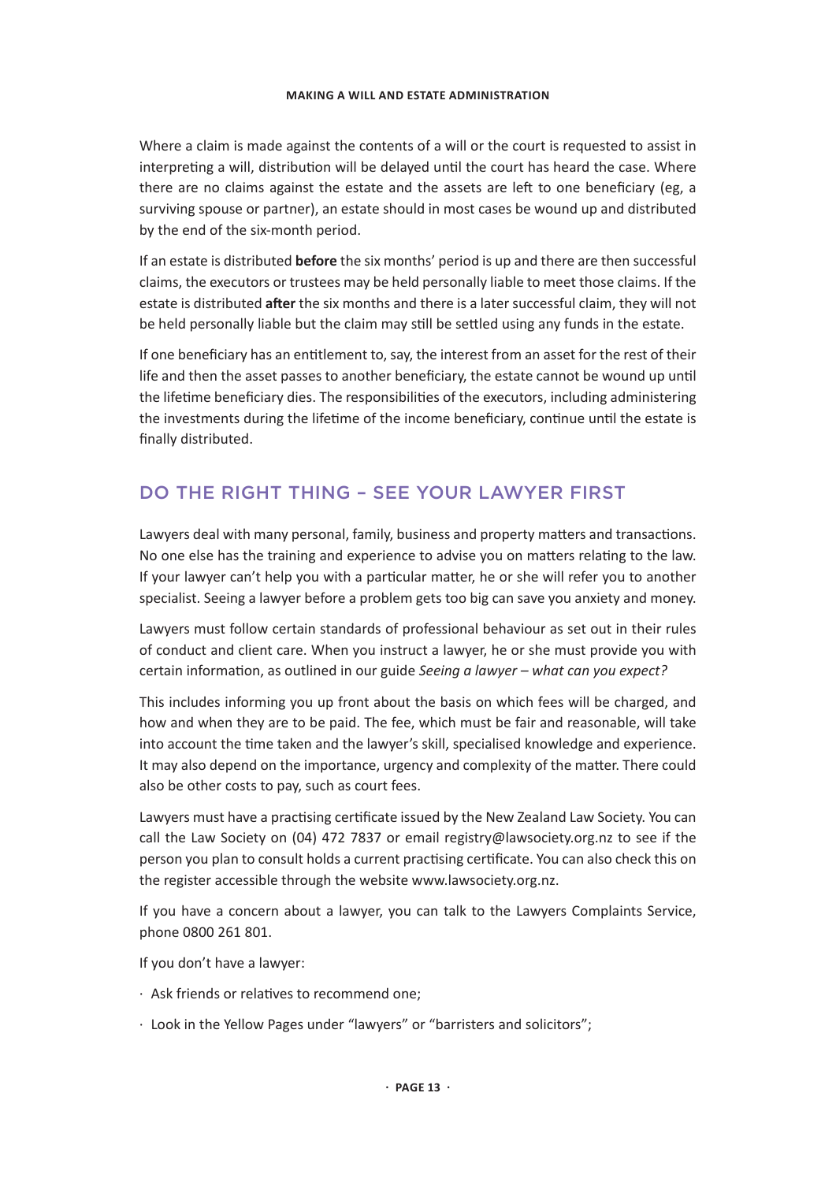Where a claim is made against the contents of a will or the court is requested to assist in interpreting a will, distribution will be delayed until the court has heard the case. Where there are no claims against the estate and the assets are left to one beneficiary (eg, a surviving spouse or partner), an estate should in most cases be wound up and distributed by the end of the six-month period.

If an estate is distributed **before** the six months' period is up and there are then successful claims, the executors or trustees may be held personally liable to meet those claims. If the estate is distributed **after** the six months and there is a later successful claim, they will not be held personally liable but the claim may still be settled using any funds in the estate.

If one beneficiary has an entitlement to, say, the interest from an asset for the rest of their life and then the asset passes to another beneficiary, the estate cannot be wound up until the lifetime beneficiary dies. The responsibilities of the executors, including administering the investments during the lifetime of the income beneficiary, continue until the estate is finally distributed.

## DO THE RIGHT THING – SEE YOUR LAWYER FIRST

Lawyers deal with many personal, family, business and property matters and transactions. No one else has the training and experience to advise you on matters relating to the law. If your lawyer can't help you with a particular matter, he or she will refer you to another specialist. Seeing a lawyer before a problem gets too big can save you anxiety and money.

Lawyers must follow certain standards of professional behaviour as set out in their rules of conduct and client care. When you instruct a lawyer, he or she must provide you with certain information, as outlined in our guide *Seeing a lawyer – what can you expect?*

This includes informing you up front about the basis on which fees will be charged, and how and when they are to be paid. The fee, which must be fair and reasonable, will take into account the time taken and the lawyer's skill, specialised knowledge and experience. It may also depend on the importance, urgency and complexity of the matter. There could also be other costs to pay, such as court fees.

Lawyers must have a practising certificate issued by the New Zealand Law Society. You can call the Law Society on (04) 472 7837 or email registry@lawsociety.org.nz to see if the person you plan to consult holds a current practising certificate. You can also check this on the register accessible through the website www.lawsociety.org.nz.

If you have a concern about a lawyer, you can talk to the Lawyers Complaints Service, phone 0800 261 801.

If you don't have a lawyer:

- Ask friends or relatives to recommend one;
- Look in the Yellow Pages under "lawyers" or "barristers and solicitors";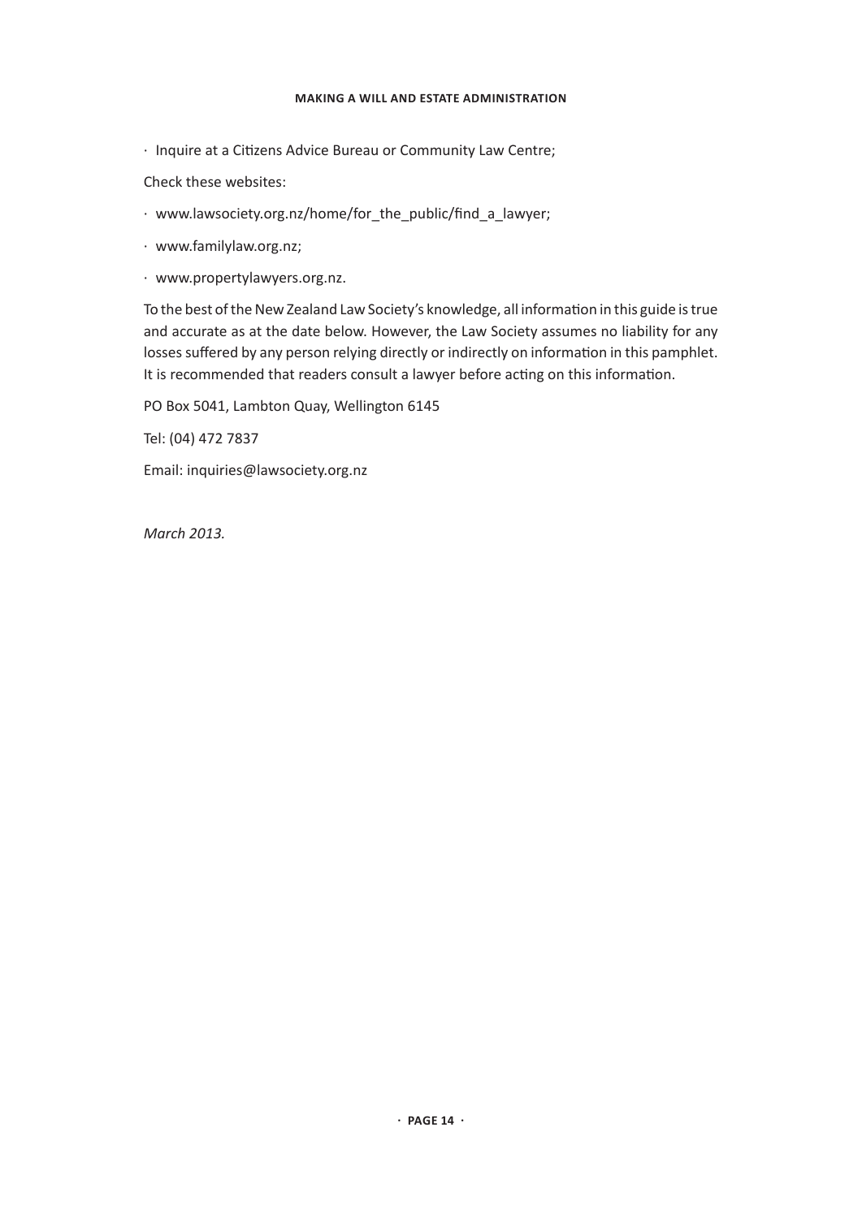- Inquire at a Citizens Advice Bureau or Community Law Centre;

Check these websites:

- www.lawsociety.org.nz/home/for_the_public/find_a_lawyer;
- www.familylaw.org.nz;
- www.propertylawyers.org.nz.

To the best of the New Zealand Law Society's knowledge, all information in this guide is true and accurate as at the date below. However, the Law Society assumes no liability for any losses suffered by any person relying directly or indirectly on information in this pamphlet. It is recommended that readers consult a lawyer before acting on this information.

PO Box 5041, Lambton Quay, Wellington 6145

Tel: (04) 472 7837

Email: inquiries@lawsociety.org.nz

*March 2013.*